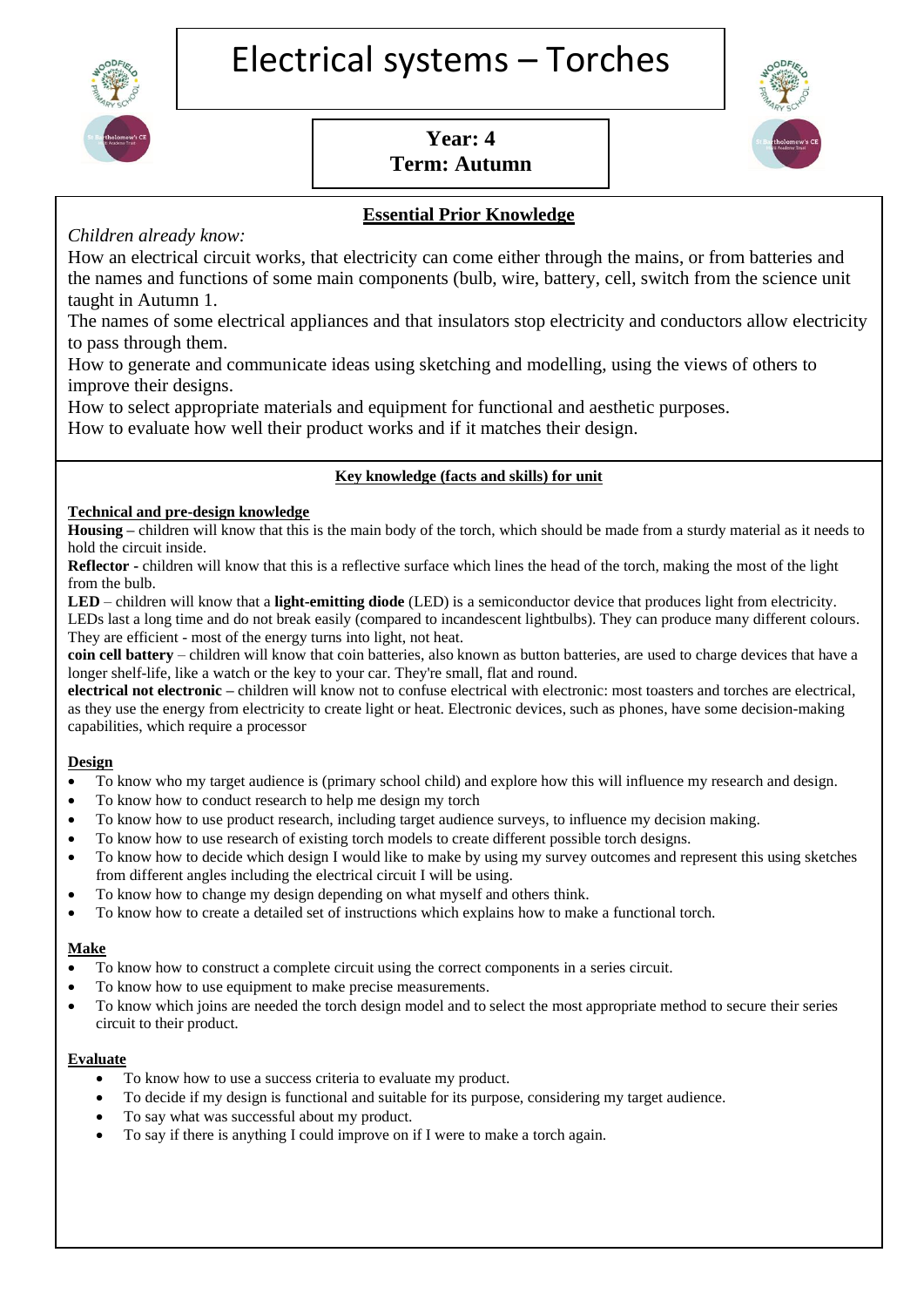# Electrical systems – Torches

**Year: 4**
**Term: Autumn**

## Essential Prior Knowledge

*Children already know:*

How an electrical circuit works, that electricity can come either through the mains, or from batteries and the names and functions of some main components (bulb, wire, battery, cell, switch from the science unit taught in Autumn 1.

The names of some electrical appliances and that insulators stop electricity and conductors allow electricity to pass through them.

How to generate and communicate ideas using sketching and modelling, using the views of others to improve their designs.

How to select appropriate materials and equipment for functional and aesthetic purposes.

How to evaluate how well their product works and if it matches their design.

## Key knowledge (facts and skills) for unit

### Technical and pre-design knowledge

**Housing –** children will know that this is the main body of the torch, which should be made from a sturdy material as it needs to hold the circuit inside.

**Reflector -** children will know that this is a reflective surface which lines the head of the torch, making the most of the light from the bulb.

**LED** – children will know that a **light-emitting diode** (LED) is a semiconductor device that produces light from electricity. LEDs last a long time and do not break easily (compared to incandescent lightbulbs). They can produce many different colours. They are efficient - most of the energy turns into light, not heat.

**coin cell battery** – children will know that coin batteries, also known as button batteries, are used to charge devices that have a longer shelf-life, like a watch or the key to your car. They're small, flat and round.

**electrical not electronic** – children will know not to confuse electrical with electronic: most toasters and torches are electrical, as they use the energy from electricity to create light or heat. Electronic devices, such as phones, have some decision-making capabilities, which require a processor

### Design

- To know who my target audience is (primary school child) and explore how this will influence my research and design.
- To know how to conduct research to help me design my torch
- To know how to use product research, including target audience surveys, to influence my decision making.
- To know how to use research of existing torch models to create different possible torch designs.
- To know how to decide which design I would like to make by using my survey outcomes and represent this using sketches from different angles including the electrical circuit I will be using.
- To know how to change my design depending on what myself and others think.
- To know how to create a detailed set of instructions which explains how to make a functional torch.

### Make

- To know how to construct a complete circuit using the correct components in a series circuit.
- To know how to use equipment to make precise measurements.
- To know which joins are needed the torch design model and to select the most appropriate method to secure their series circuit to their product.

### Evaluate

- To know how to use a success criteria to evaluate my product.
- To decide if my design is functional and suitable for its purpose, considering my target audience.
- To say what was successful about my product.
- To say if there is anything I could improve on if I were to make a torch again.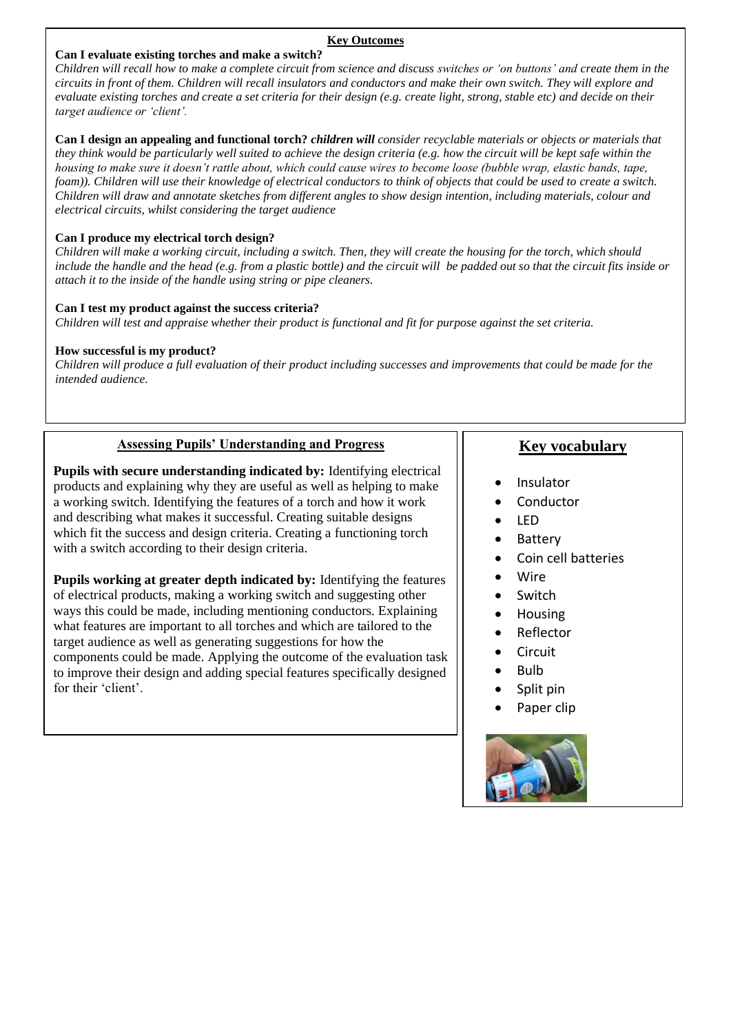## Key Outcomes

**Can I evaluate existing torches and make a switch?**
*Children will recall how to make a complete circuit from science and discuss switches or 'on buttons' and create them in the circuits in front of them. Children will recall insulators and conductors and make their own switch. They will explore and evaluate existing torches and create a set criteria for their design (e.g. create light, strong, stable etc) and decide on their target audience or 'client'.*

**Can I design an appealing and functional torch?** ***children will*** *consider recyclable materials or objects or materials that they think would be particularly well suited to achieve the design criteria (e.g. how the circuit will be kept safe within the housing to make sure it doesn't rattle about, which could cause wires to become loose (bubble wrap, elastic bands, tape, foam)). Children will use their knowledge of electrical conductors to think of objects that could be used to create a switch. Children will draw and annotate sketches from different angles to show design intention, including materials, colour and electrical circuits, whilst considering the target audience*

**Can I produce my electrical torch design?**
*Children will make a working circuit, including a switch. Then, they will create the housing for the torch, which should include the handle and the head (e.g. from a plastic bottle) and the circuit will be padded out so that the circuit fits inside or attach it to the inside of the handle using string or pipe cleaners.*

**Can I test my product against the success criteria?**
*Children will test and appraise whether their product is functional and fit for purpose against the set criteria.*

**How successful is my product?**
*Children will produce a full evaluation of their product including successes and improvements that could be made for the intended audience.*

## Assessing Pupils' Understanding and Progress

**Pupils with secure understanding indicated by:** Identifying electrical products and explaining why they are useful as well as helping to make a working switch. Identifying the features of a torch and how it work and describing what makes it successful. Creating suitable designs which fit the success and design criteria. Creating a functioning torch with a switch according to their design criteria.

**Pupils working at greater depth indicated by:** Identifying the features of electrical products, making a working switch and suggesting other ways this could be made, including mentioning conductors. Explaining what features are important to all torches and which are tailored to the target audience as well as generating suggestions for how the components could be made. Applying the outcome of the evaluation task to improve their design and adding special features specifically designed for their 'client'.

## Key vocabulary

- Insulator
- Conductor
- LED
- Battery
- Coin cell batteries
- Wire
- Switch
- Housing
- Reflector
- Circuit
- Bulb
- Split pin
- Paper clip